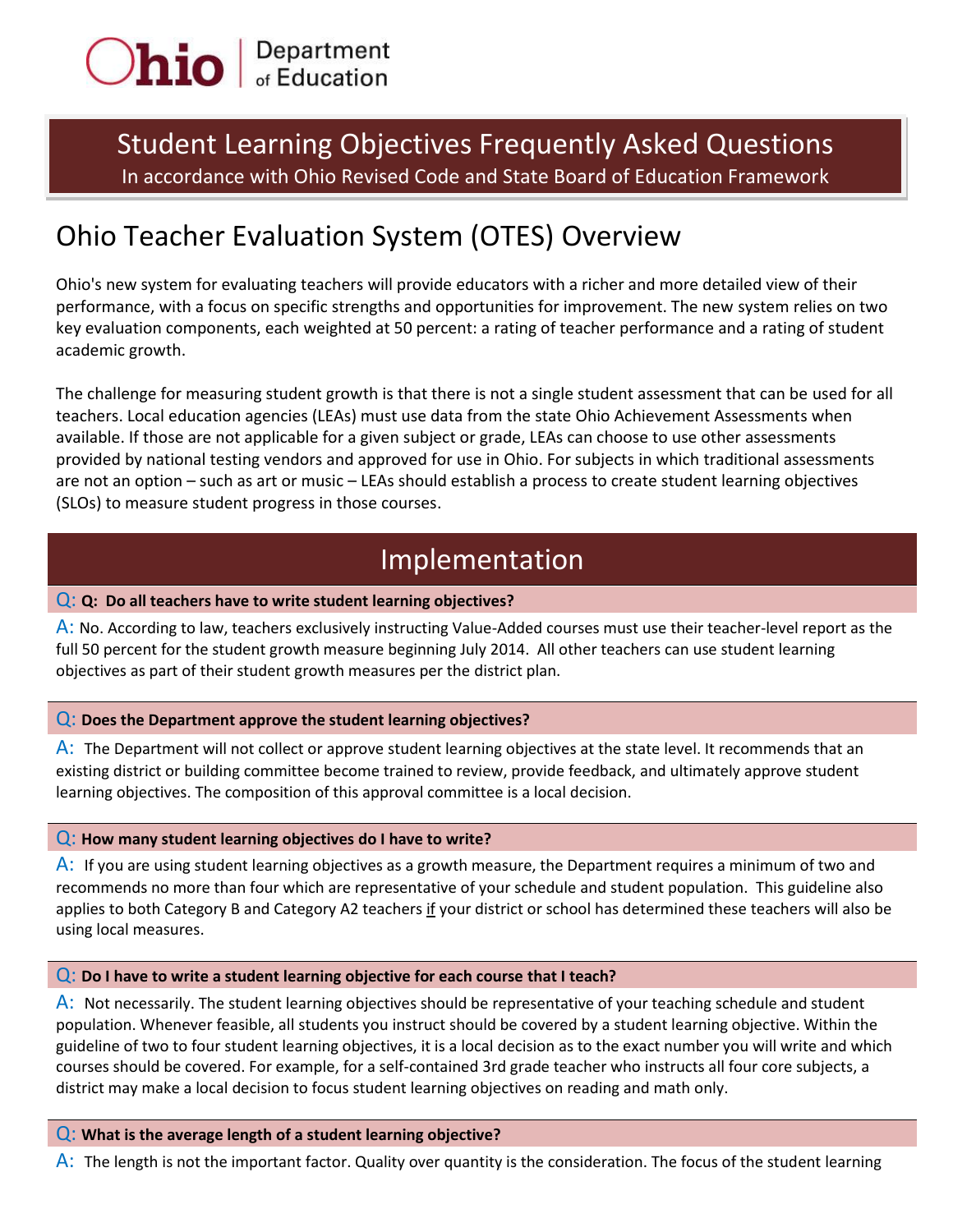Ohio Department of Education

# Student Learning Objectives Frequently Asked Questions

In accordance with Ohio Revised Code and State Board of Education Framework

## Ohio Teacher Evaluation System (OTES) Overview

Ohio's new system for evaluating teachers will provide educators with a richer and more detailed view of their performance, with a focus on specific strengths and opportunities for improvement. The new system relies on two key evaluation components, each weighted at 50 percent: a rating of teacher performance and a rating of student academic growth.

The challenge for measuring student growth is that there is not a single student assessment that can be used for all teachers. Local education agencies (LEAs) must use data from the state Ohio Achievement Assessments when available. If those are not applicable for a given subject or grade, LEAs can choose to use other assessments provided by national testing vendors and approved for use in Ohio. For subjects in which traditional assessments are not an option – such as art or music – LEAs should establish a process to create student learning objectives (SLOs) to measure student progress in those courses.

## Implementation

**Q: Q: Do all teachers have to write student learning objectives?**

A: No. According to law, teachers exclusively instructing Value-Added courses must use their teacher-level report as the full 50 percent for the student growth measure beginning July 2014. All other teachers can use student learning objectives as part of their student growth measures per the district plan.

**Q: Does the Department approve the student learning objectives?**

A: The Department will not collect or approve student learning objectives at the state level. It recommends that an existing district or building committee become trained to review, provide feedback, and ultimately approve student learning objectives. The composition of this approval committee is a local decision.

**Q: How many student learning objectives do I have to write?**

A: If you are using student learning objectives as a growth measure, the Department requires a minimum of two and recommends no more than four which are representative of your schedule and student population. This guideline also applies to both Category B and Category A2 teachers <u>if</u> your district or school has determined these teachers will also be using local measures.

**Q: Do I have to write a student learning objective for each course that I teach?**

A: Not necessarily. The student learning objectives should be representative of your teaching schedule and student population. Whenever feasible, all students you instruct should be covered by a student learning objective. Within the guideline of two to four student learning objectives, it is a local decision as to the exact number you will write and which courses should be covered. For example, for a self-contained 3rd grade teacher who instructs all four core subjects, a district may make a local decision to focus student learning objectives on reading and math only.

**Q: What is the average length of a student learning objective?**

A: The length is not the important factor. Quality over quantity is the consideration. The focus of the student learning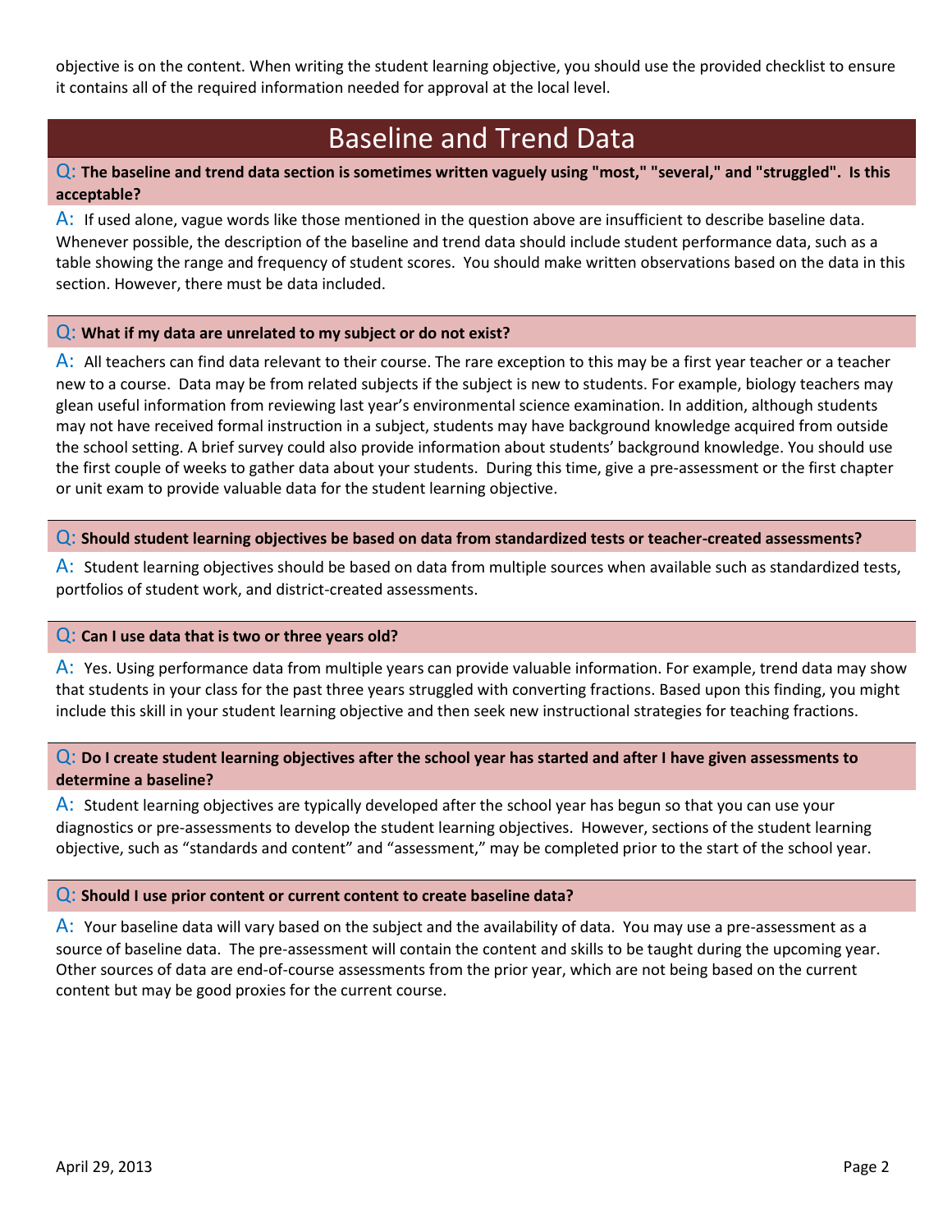objective is on the content. When writing the student learning objective, you should use the provided checklist to ensure it contains all of the required information needed for approval at the local level.

## Baseline and Trend Data

**Q: The baseline and trend data section is sometimes written vaguely using "most," "several," and "struggled". Is this acceptable?**

A: If used alone, vague words like those mentioned in the question above are insufficient to describe baseline data. Whenever possible, the description of the baseline and trend data should include student performance data, such as a table showing the range and frequency of student scores. You should make written observations based on the data in this section. However, there must be data included.

**Q: What if my data are unrelated to my subject or do not exist?**

A: All teachers can find data relevant to their course. The rare exception to this may be a first year teacher or a teacher new to a course. Data may be from related subjects if the subject is new to students. For example, biology teachers may glean useful information from reviewing last year's environmental science examination. In addition, although students may not have received formal instruction in a subject, students may have background knowledge acquired from outside the school setting. A brief survey could also provide information about students' background knowledge. You should use the first couple of weeks to gather data about your students. During this time, give a pre-assessment or the first chapter or unit exam to provide valuable data for the student learning objective.

**Q: Should student learning objectives be based on data from standardized tests or teacher-created assessments?**

A: Student learning objectives should be based on data from multiple sources when available such as standardized tests, portfolios of student work, and district-created assessments.

**Q: Can I use data that is two or three years old?**

A: Yes. Using performance data from multiple years can provide valuable information. For example, trend data may show that students in your class for the past three years struggled with converting fractions. Based upon this finding, you might include this skill in your student learning objective and then seek new instructional strategies for teaching fractions.

**Q: Do I create student learning objectives after the school year has started and after I have given assessments to determine a baseline?**

A: Student learning objectives are typically developed after the school year has begun so that you can use your diagnostics or pre-assessments to develop the student learning objectives. However, sections of the student learning objective, such as "standards and content" and "assessment," may be completed prior to the start of the school year.

**Q: Should I use prior content or current content to create baseline data?**

A: Your baseline data will vary based on the subject and the availability of data. You may use a pre-assessment as a source of baseline data. The pre-assessment will contain the content and skills to be taught during the upcoming year. Other sources of data are end-of-course assessments from the prior year, which are not being based on the current content but may be good proxies for the current course.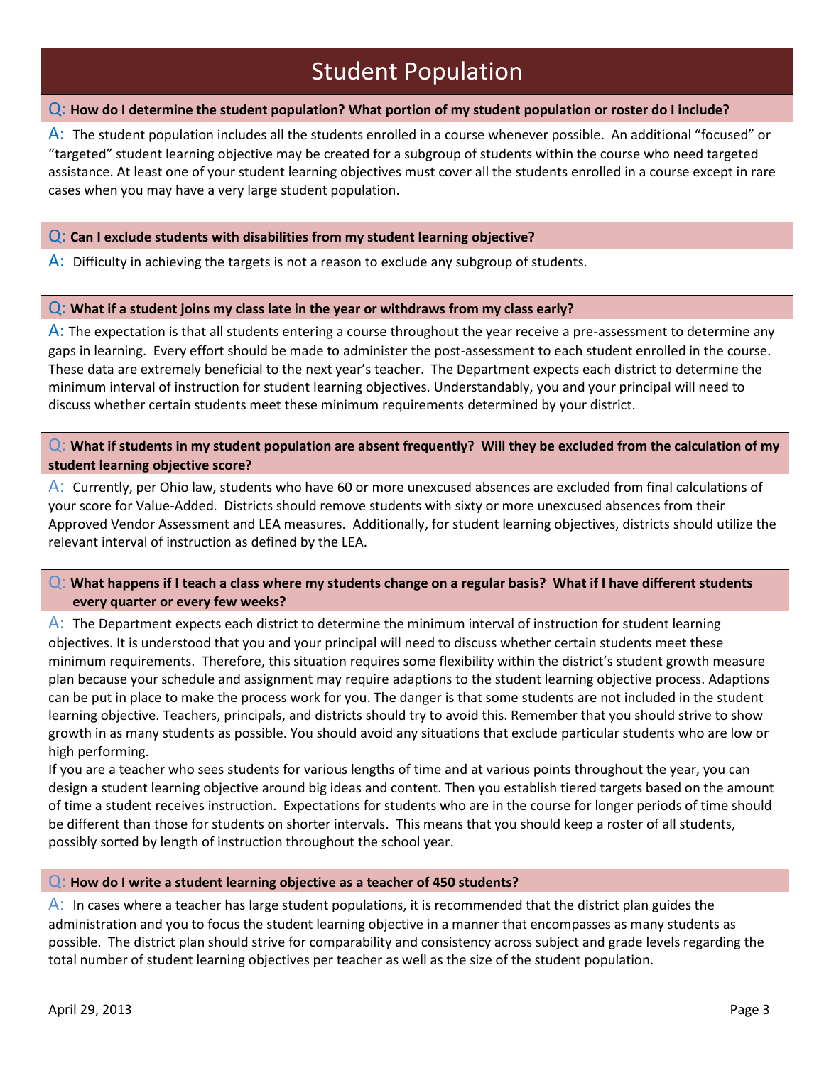# Student Population

**Q: How do I determine the student population? What portion of my student population or roster do I include?**

A: The student population includes all the students enrolled in a course whenever possible. An additional "focused" or "targeted" student learning objective may be created for a subgroup of students within the course who need targeted assistance. At least one of your student learning objectives must cover all the students enrolled in a course except in rare cases when you may have a very large student population.

**Q: Can I exclude students with disabilities from my student learning objective?**

A: Difficulty in achieving the targets is not a reason to exclude any subgroup of students.

**Q: What if a student joins my class late in the year or withdraws from my class early?**

A: The expectation is that all students entering a course throughout the year receive a pre-assessment to determine any gaps in learning. Every effort should be made to administer the post-assessment to each student enrolled in the course. These data are extremely beneficial to the next year's teacher. The Department expects each district to determine the minimum interval of instruction for student learning objectives. Understandably, you and your principal will need to discuss whether certain students meet these minimum requirements determined by your district.

**Q: What if students in my student population are absent frequently? Will they be excluded from the calculation of my student learning objective score?**

A: Currently, per Ohio law, students who have 60 or more unexcused absences are excluded from final calculations of your score for Value-Added. Districts should remove students with sixty or more unexcused absences from their Approved Vendor Assessment and LEA measures. Additionally, for student learning objectives, districts should utilize the relevant interval of instruction as defined by the LEA.

**Q: What happens if I teach a class where my students change on a regular basis? What if I have different students every quarter or every few weeks?**

A: The Department expects each district to determine the minimum interval of instruction for student learning objectives. It is understood that you and your principal will need to discuss whether certain students meet these minimum requirements. Therefore, this situation requires some flexibility within the district's student growth measure plan because your schedule and assignment may require adaptions to the student learning objective process. Adaptions can be put in place to make the process work for you. The danger is that some students are not included in the student learning objective. Teachers, principals, and districts should try to avoid this. Remember that you should strive to show growth in as many students as possible. You should avoid any situations that exclude particular students who are low or high performing.

If you are a teacher who sees students for various lengths of time and at various points throughout the year, you can design a student learning objective around big ideas and content. Then you establish tiered targets based on the amount of time a student receives instruction. Expectations for students who are in the course for longer periods of time should be different than those for students on shorter intervals. This means that you should keep a roster of all students, possibly sorted by length of instruction throughout the school year.

**Q: How do I write a student learning objective as a teacher of 450 students?**

A: In cases where a teacher has large student populations, it is recommended that the district plan guides the administration and you to focus the student learning objective in a manner that encompasses as many students as possible. The district plan should strive for comparability and consistency across subject and grade levels regarding the total number of student learning objectives per teacher as well as the size of the student population.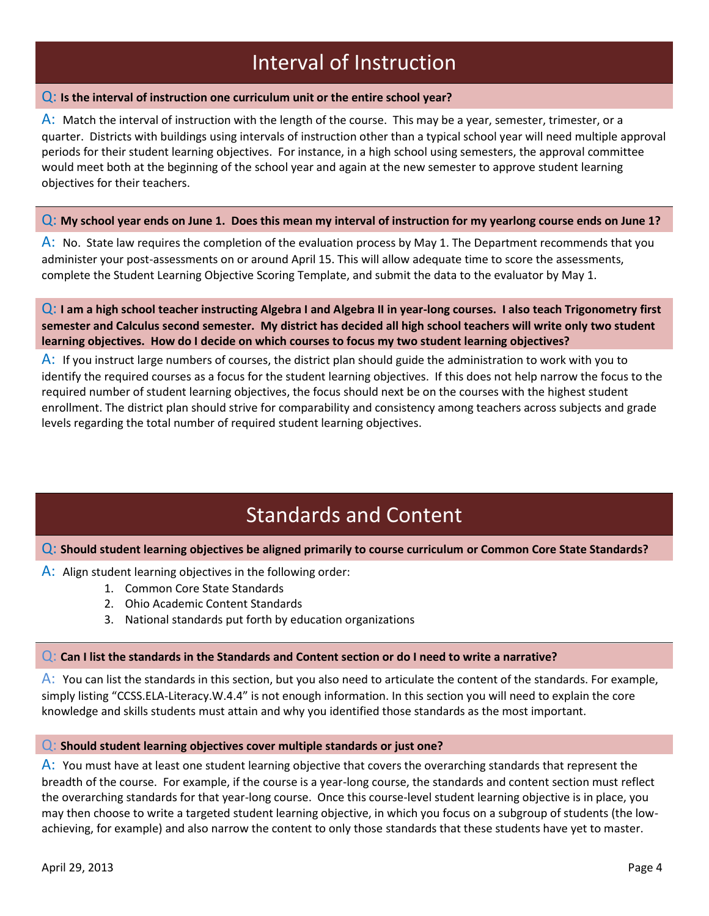## Interval of Instruction

**Q: Is the interval of instruction one curriculum unit or the entire school year?**

A: Match the interval of instruction with the length of the course. This may be a year, semester, trimester, or a quarter. Districts with buildings using intervals of instruction other than a typical school year will need multiple approval periods for their student learning objectives. For instance, in a high school using semesters, the approval committee would meet both at the beginning of the school year and again at the new semester to approve student learning objectives for their teachers.

**Q: My school year ends on June 1. Does this mean my interval of instruction for my yearlong course ends on June 1?**

A: No. State law requires the completion of the evaluation process by May 1. The Department recommends that you administer your post-assessments on or around April 15. This will allow adequate time to score the assessments, complete the Student Learning Objective Scoring Template, and submit the data to the evaluator by May 1.

**Q: I am a high school teacher instructing Algebra I and Algebra II in year-long courses. I also teach Trigonometry first semester and Calculus second semester. My district has decided all high school teachers will write only two student learning objectives. How do I decide on which courses to focus my two student learning objectives?**

A: If you instruct large numbers of courses, the district plan should guide the administration to work with you to identify the required courses as a focus for the student learning objectives. If this does not help narrow the focus to the required number of student learning objectives, the focus should next be on the courses with the highest student enrollment. The district plan should strive for comparability and consistency among teachers across subjects and grade levels regarding the total number of required student learning objectives.

## Standards and Content

**Q: Should student learning objectives be aligned primarily to course curriculum or Common Core State Standards?**

A: Align student learning objectives in the following order:

1. Common Core State Standards
2. Ohio Academic Content Standards
3. National standards put forth by education organizations

**Q: Can I list the standards in the Standards and Content section or do I need to write a narrative?**

A: You can list the standards in this section, but you also need to articulate the content of the standards. For example, simply listing "CCSS.ELA-Literacy.W.4.4" is not enough information. In this section you will need to explain the core knowledge and skills students must attain and why you identified those standards as the most important.

**Q: Should student learning objectives cover multiple standards or just one?**

A: You must have at least one student learning objective that covers the overarching standards that represent the breadth of the course. For example, if the course is a year-long course, the standards and content section must reflect the overarching standards for that year-long course. Once this course-level student learning objective is in place, you may then choose to write a targeted student learning objective, in which you focus on a subgroup of students (the low-achieving, for example) and also narrow the content to only those standards that these students have yet to master.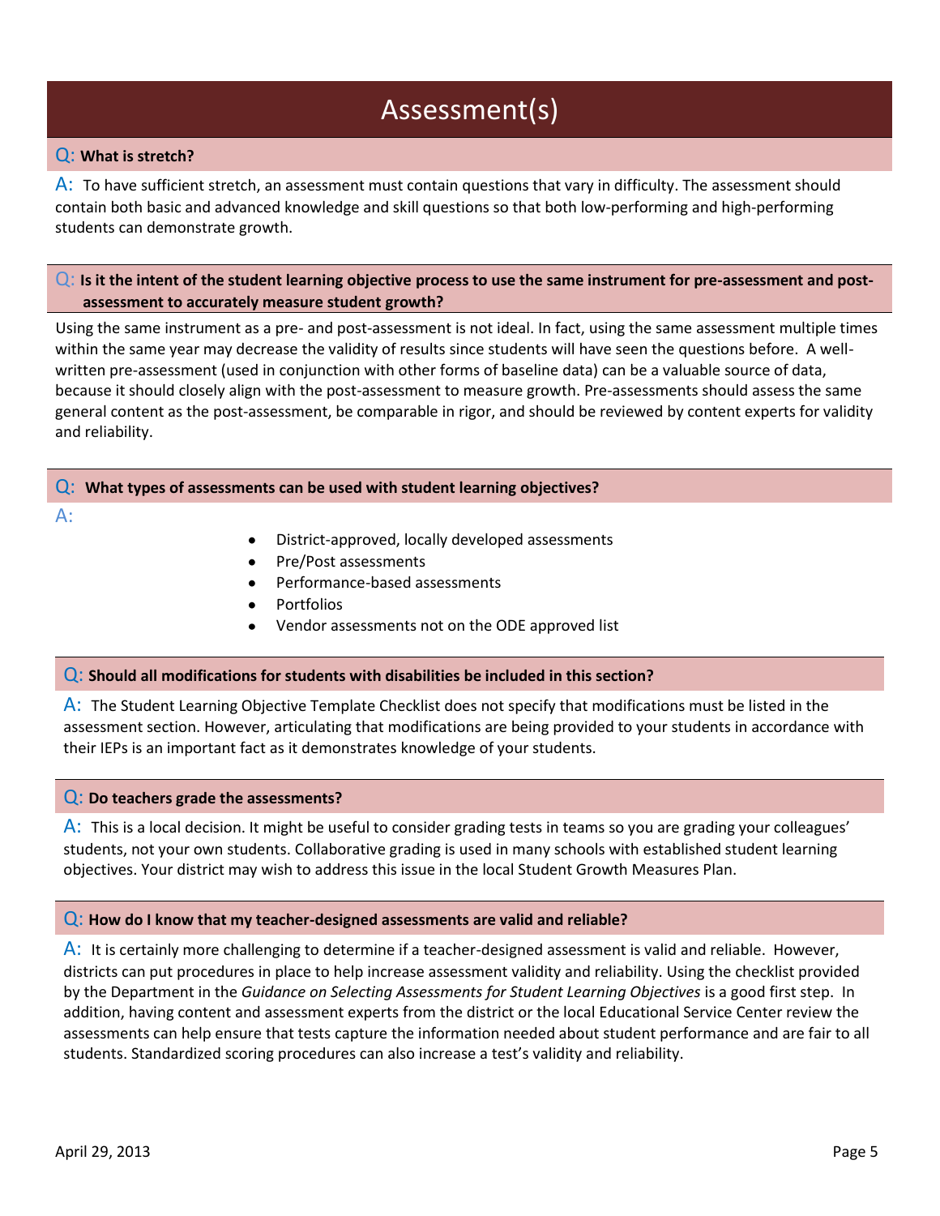# Assessment(s)

**Q: What is stretch?**

A: To have sufficient stretch, an assessment must contain questions that vary in difficulty. The assessment should contain both basic and advanced knowledge and skill questions so that both low-performing and high-performing students can demonstrate growth.

**Q: Is it the intent of the student learning objective process to use the same instrument for pre-assessment and post-assessment to accurately measure student growth?**

Using the same instrument as a pre- and post-assessment is not ideal. In fact, using the same assessment multiple times within the same year may decrease the validity of results since students will have seen the questions before. A well-written pre-assessment (used in conjunction with other forms of baseline data) can be a valuable source of data, because it should closely align with the post-assessment to measure growth. Pre-assessments should assess the same general content as the post-assessment, be comparable in rigor, and should be reviewed by content experts for validity and reliability.

**Q: What types of assessments can be used with student learning objectives?**

A:

- District-approved, locally developed assessments
- Pre/Post assessments
- Performance-based assessments
- Portfolios
- Vendor assessments not on the ODE approved list

**Q: Should all modifications for students with disabilities be included in this section?**

A: The Student Learning Objective Template Checklist does not specify that modifications must be listed in the assessment section. However, articulating that modifications are being provided to your students in accordance with their IEPs is an important fact as it demonstrates knowledge of your students.

**Q: Do teachers grade the assessments?**

A: This is a local decision. It might be useful to consider grading tests in teams so you are grading your colleagues' students, not your own students. Collaborative grading is used in many schools with established student learning objectives. Your district may wish to address this issue in the local Student Growth Measures Plan.

**Q: How do I know that my teacher-designed assessments are valid and reliable?**

A: It is certainly more challenging to determine if a teacher-designed assessment is valid and reliable. However, districts can put procedures in place to help increase assessment validity and reliability. Using the checklist provided by the Department in the *Guidance on Selecting Assessments for Student Learning Objectives* is a good first step. In addition, having content and assessment experts from the district or the local Educational Service Center review the assessments can help ensure that tests capture the information needed about student performance and are fair to all students. Standardized scoring procedures can also increase a test's validity and reliability.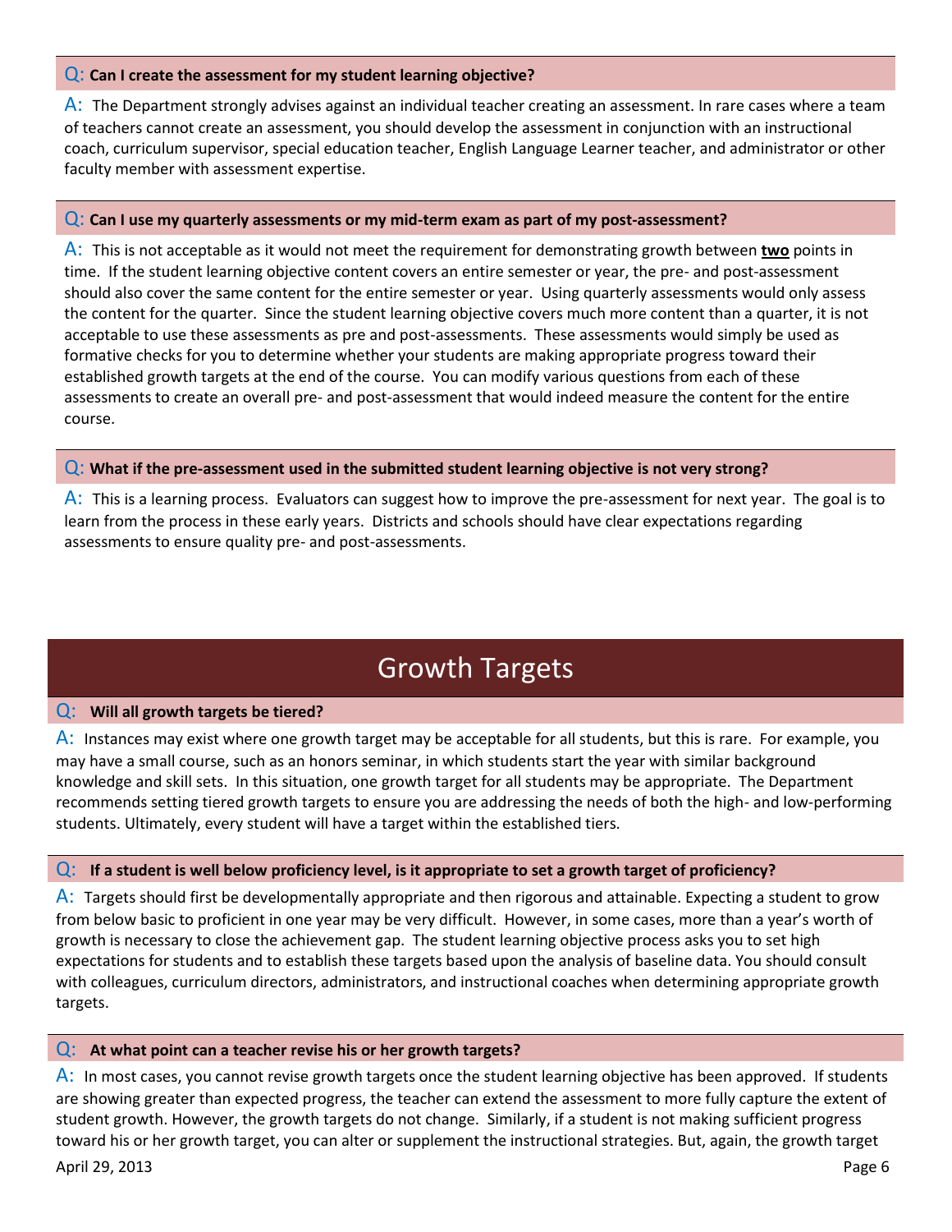**Q: Can I create the assessment for my student learning objective?**

A: The Department strongly advises against an individual teacher creating an assessment. In rare cases where a team of teachers cannot create an assessment, you should develop the assessment in conjunction with an instructional coach, curriculum supervisor, special education teacher, English Language Learner teacher, and administrator or other faculty member with assessment expertise.

**Q: Can I use my quarterly assessments or my mid-term exam as part of my post-assessment?**

A: This is not acceptable as it would not meet the requirement for demonstrating growth between **two** points in time. If the student learning objective content covers an entire semester or year, the pre- and post-assessment should also cover the same content for the entire semester or year. Using quarterly assessments would only assess the content for the quarter. Since the student learning objective covers much more content than a quarter, it is not acceptable to use these assessments as pre and post-assessments. These assessments would simply be used as formative checks for you to determine whether your students are making appropriate progress toward their established growth targets at the end of the course. You can modify various questions from each of these assessments to create an overall pre- and post-assessment that would indeed measure the content for the entire course.

**Q: What if the pre-assessment used in the submitted student learning objective is not very strong?**

A: This is a learning process. Evaluators can suggest how to improve the pre-assessment for next year. The goal is to learn from the process in these early years. Districts and schools should have clear expectations regarding assessments to ensure quality pre- and post-assessments.

## Growth Targets

**Q: Will all growth targets be tiered?**

A: Instances may exist where one growth target may be acceptable for all students, but this is rare. For example, you may have a small course, such as an honors seminar, in which students start the year with similar background knowledge and skill sets. In this situation, one growth target for all students may be appropriate. The Department recommends setting tiered growth targets to ensure you are addressing the needs of both the high- and low-performing students. Ultimately, every student will have a target within the established tiers.

**Q: If a student is well below proficiency level, is it appropriate to set a growth target of proficiency?**

A: Targets should first be developmentally appropriate and then rigorous and attainable. Expecting a student to grow from below basic to proficient in one year may be very difficult. However, in some cases, more than a year's worth of growth is necessary to close the achievement gap. The student learning objective process asks you to set high expectations for students and to establish these targets based upon the analysis of baseline data. You should consult with colleagues, curriculum directors, administrators, and instructional coaches when determining appropriate growth targets.

**Q: At what point can a teacher revise his or her growth targets?**

A: In most cases, you cannot revise growth targets once the student learning objective has been approved. If students are showing greater than expected progress, the teacher can extend the assessment to more fully capture the extent of student growth. However, the growth targets do not change. Similarly, if a student is not making sufficient progress toward his or her growth target, you can alter or supplement the instructional strategies. But, again, the growth target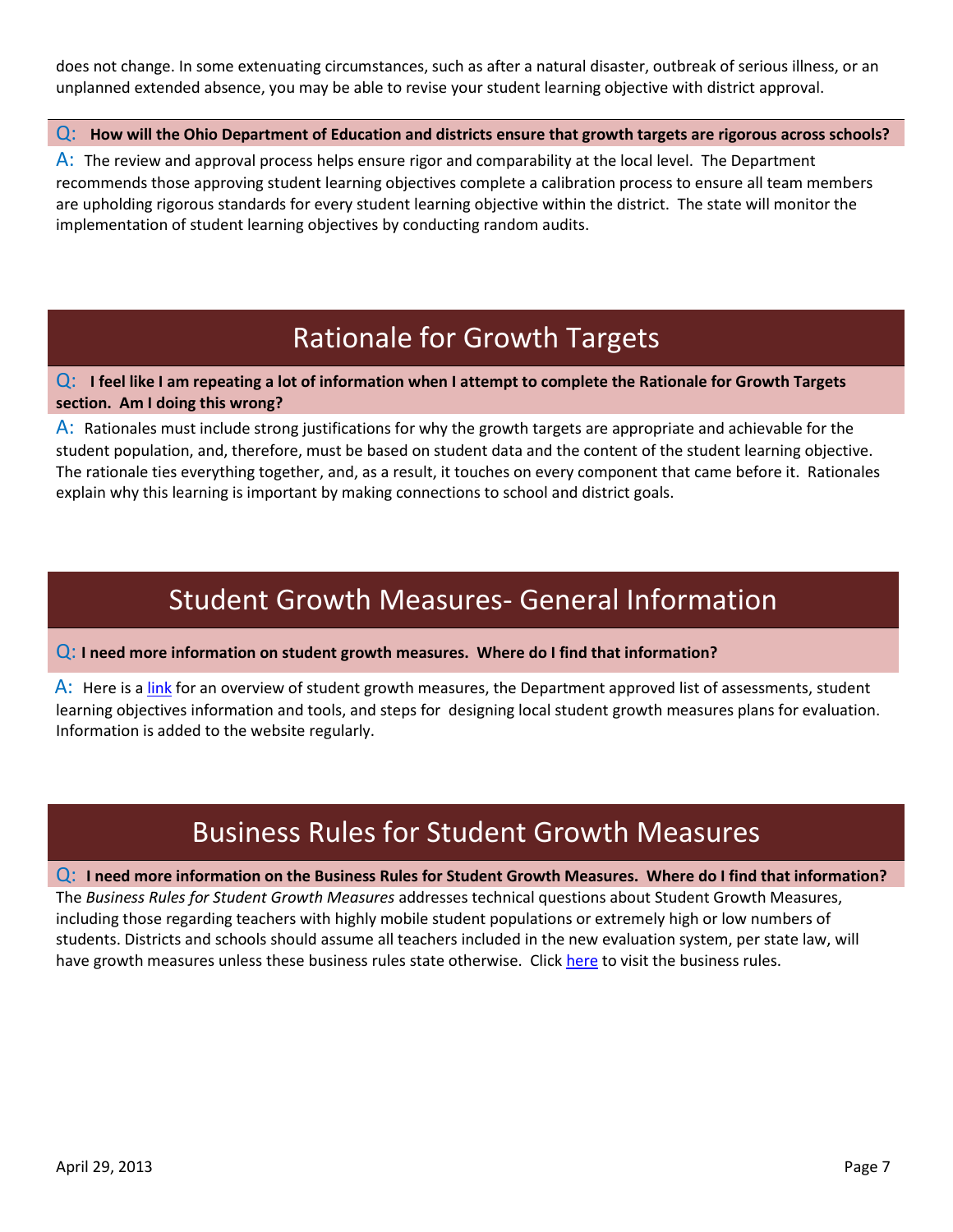does not change. In some extenuating circumstances, such as after a natural disaster, outbreak of serious illness, or an unplanned extended absence, you may be able to revise your student learning objective with district approval.

**Q: How will the Ohio Department of Education and districts ensure that growth targets are rigorous across schools?**

A: The review and approval process helps ensure rigor and comparability at the local level. The Department recommends those approving student learning objectives complete a calibration process to ensure all team members are upholding rigorous standards for every student learning objective within the district. The state will monitor the implementation of student learning objectives by conducting random audits.

## Rationale for Growth Targets

**Q: I feel like I am repeating a lot of information when I attempt to complete the Rationale for Growth Targets section. Am I doing this wrong?**

A: Rationales must include strong justifications for why the growth targets are appropriate and achievable for the student population, and, therefore, must be based on student data and the content of the student learning objective. The rationale ties everything together, and, as a result, it touches on every component that came before it. Rationales explain why this learning is important by making connections to school and district goals.

## Student Growth Measures- General Information

**Q: I need more information on student growth measures. Where do I find that information?**

A: Here is a link for an overview of student growth measures, the Department approved list of assessments, student learning objectives information and tools, and steps for designing local student growth measures plans for evaluation. Information is added to the website regularly.

## Business Rules for Student Growth Measures

**Q: I need more information on the Business Rules for Student Growth Measures. Where do I find that information?**

The *Business Rules for Student Growth Measures* addresses technical questions about Student Growth Measures, including those regarding teachers with highly mobile student populations or extremely high or low numbers of students. Districts and schools should assume all teachers included in the new evaluation system, per state law, will have growth measures unless these business rules state otherwise. Click here to visit the business rules.